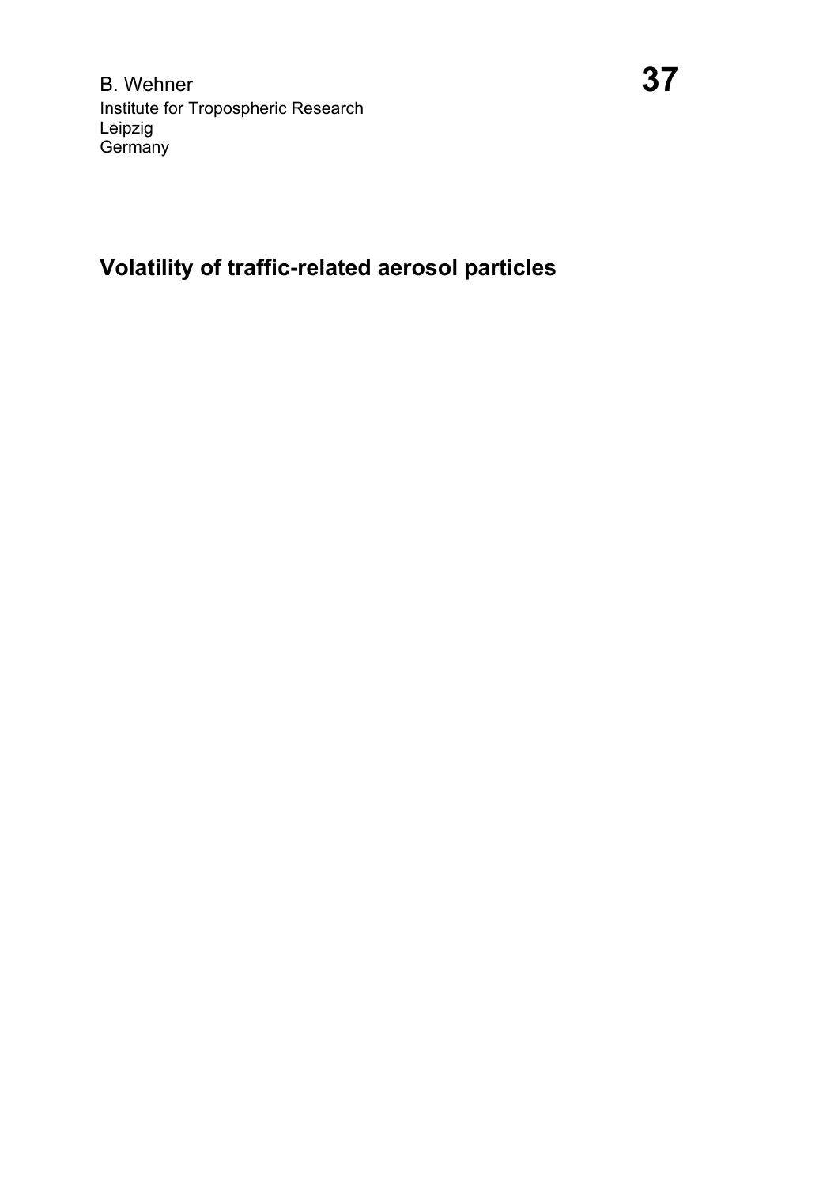B. Wehner
Institute for Tropospheric Research
Leipzig
Germany

**37**

# Volatility of traffic-related aerosol particles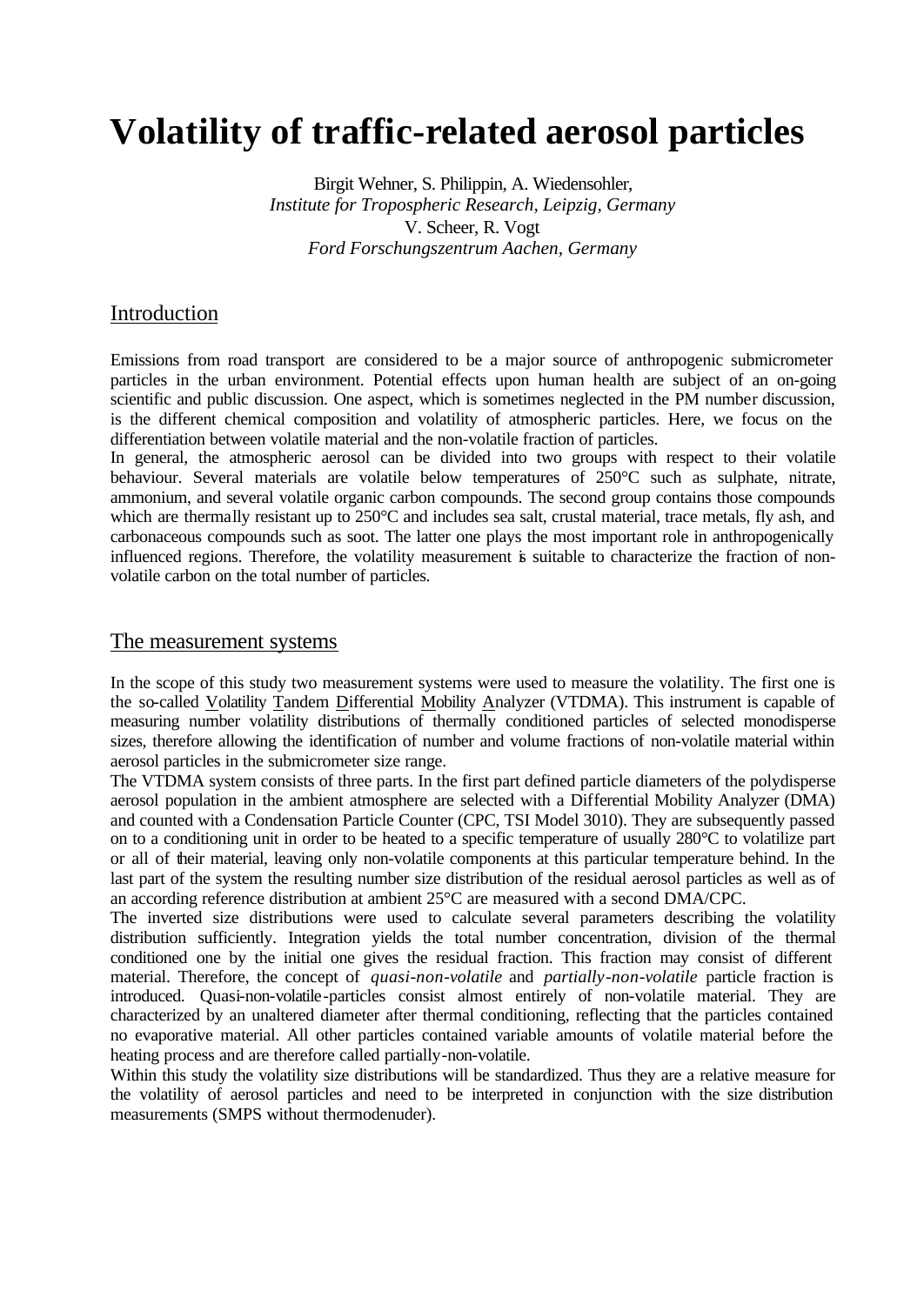# Volatility of traffic-related aerosol particles

Birgit Wehner, S. Philippin, A. Wiedensohler,
*Institute for Tropospheric Research, Leipzig, Germany*
V. Scheer, R. Vogt
*Ford Forschungszentrum Aachen, Germany*

## Introduction

Emissions from road transport are considered to be a major source of anthropogenic submicrometer particles in the urban environment. Potential effects upon human health are subject of an on-going scientific and public discussion. One aspect, which is sometimes neglected in the PM number discussion, is the different chemical composition and volatility of atmospheric particles. Here, we focus on the differentiation between volatile material and the non-volatile fraction of particles.
In general, the atmospheric aerosol can be divided into two groups with respect to their volatile behaviour. Several materials are volatile below temperatures of 250°C such as sulphate, nitrate, ammonium, and several volatile organic carbon compounds. The second group contains those compounds which are thermally resistant up to 250°C and includes sea salt, crustal material, trace metals, fly ash, and carbonaceous compounds such as soot. The latter one plays the most important role in anthropogenically influenced regions. Therefore, the volatility measurement is suitable to characterize the fraction of non-volatile carbon on the total number of particles.

## The measurement systems

In the scope of this study two measurement systems were used to measure the volatility. The first one is the so-called Volatility Tandem Differential Mobility Analyzer (VTDMA). This instrument is capable of measuring number volatility distributions of thermally conditioned particles of selected monodisperse sizes, therefore allowing the identification of number and volume fractions of non-volatile material within aerosol particles in the submicrometer size range.
The VTDMA system consists of three parts. In the first part defined particle diameters of the polydisperse aerosol population in the ambient atmosphere are selected with a Differential Mobility Analyzer (DMA) and counted with a Condensation Particle Counter (CPC, TSI Model 3010). They are subsequently passed on to a conditioning unit in order to be heated to a specific temperature of usually 280°C to volatilize part or all of their material, leaving only non-volatile components at this particular temperature behind. In the last part of the system the resulting number size distribution of the residual aerosol particles as well as of an according reference distribution at ambient 25°C are measured with a second DMA/CPC.
The inverted size distributions were used to calculate several parameters describing the volatility distribution sufficiently. Integration yields the total number concentration, division of the thermal conditioned one by the initial one gives the residual fraction. This fraction may consist of different material. Therefore, the concept of *quasi-non-volatile* and *partially-non-volatile* particle fraction is introduced. Quasi-non-volatile-particles consist almost entirely of non-volatile material. They are characterized by an unaltered diameter after thermal conditioning, reflecting that the particles contained no evaporative material. All other particles contained variable amounts of volatile material before the heating process and are therefore called partially-non-volatile.
Within this study the volatility size distributions will be standardized. Thus they are a relative measure for the volatility of aerosol particles and need to be interpreted in conjunction with the size distribution measurements (SMPS without thermodenuder).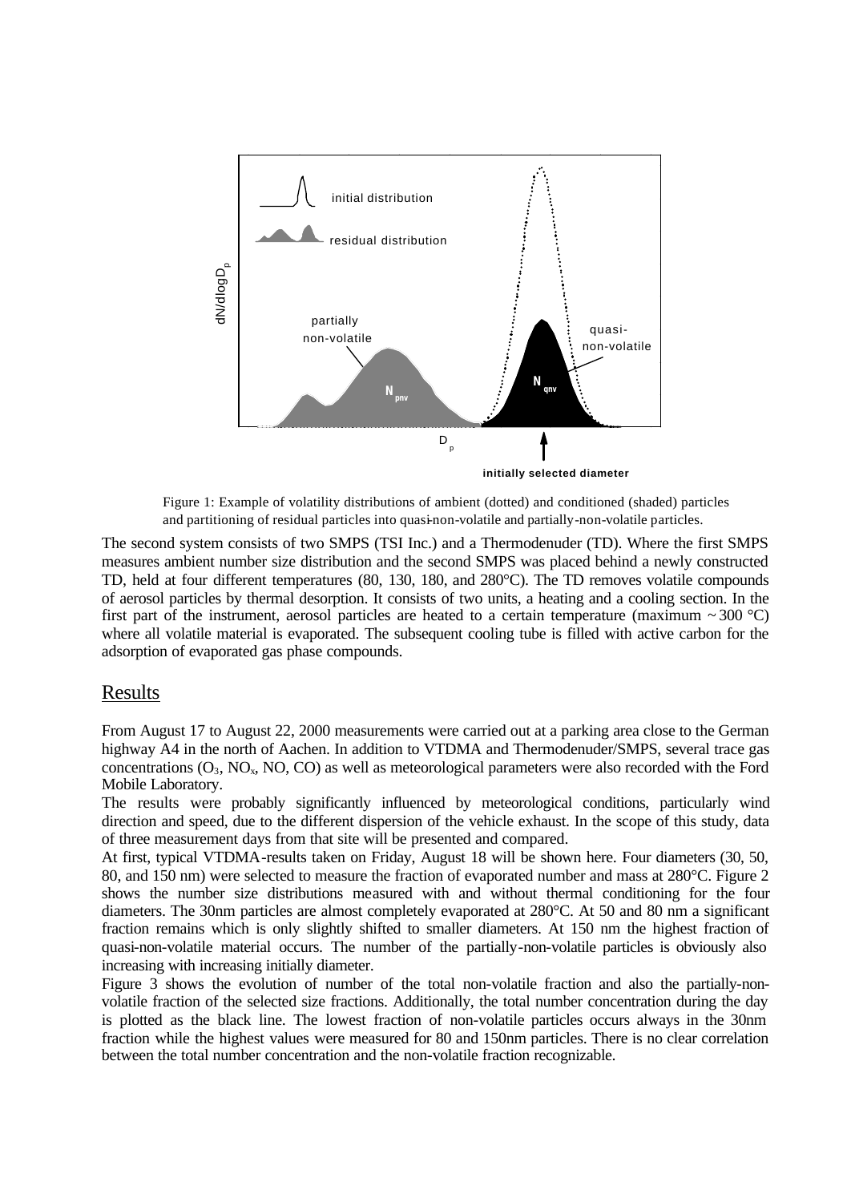Figure 1: Example of volatility distributions of ambient (dotted) and conditioned (shaded) particles and partitioning of residual particles into quasi-non-volatile and partially-non-volatile particles.

The second system consists of two SMPS (TSI Inc.) and a Thermodenuder (TD). Where the first SMPS measures ambient number size distribution and the second SMPS was placed behind a newly constructed TD, held at four different temperatures (80, 130, 180, and 280°C). The TD removes volatile compounds of aerosol particles by thermal desorption. It consists of two units, a heating and a cooling section. In the first part of the instrument, aerosol particles are heated to a certain temperature (maximum ~ 300 °C) where all volatile material is evaporated. The subsequent cooling tube is filled with active carbon for the adsorption of evaporated gas phase compounds.

## Results

From August 17 to August 22, 2000 measurements were carried out at a parking area close to the German highway A4 in the north of Aachen. In addition to VTDMA and Thermodenuder/SMPS, several trace gas concentrations ($O_3$, $NO_x$, NO, CO) as well as meteorological parameters were also recorded with the Ford Mobile Laboratory.

The results were probably significantly influenced by meteorological conditions, particularly wind direction and speed, due to the different dispersion of the vehicle exhaust. In the scope of this study, data of three measurement days from that site will be presented and compared.

At first, typical VTDMA-results taken on Friday, August 18 will be shown here. Four diameters (30, 50, 80, and 150 nm) were selected to measure the fraction of evaporated number and mass at 280°C. Figure 2 shows the number size distributions measured with and without thermal conditioning for the four diameters. The 30nm particles are almost completely evaporated at 280°C. At 50 and 80 nm a significant fraction remains which is only slightly shifted to smaller diameters. At 150 nm the highest fraction of quasi-non-volatile material occurs. The number of the partially-non-volatile particles is obviously also increasing with increasing initially diameter.

Figure 3 shows the evolution of number of the total non-volatile fraction and also the partially-non-volatile fraction of the selected size fractions. Additionally, the total number concentration during the day is plotted as the black line. The lowest fraction of non-volatile particles occurs always in the 30nm fraction while the highest values were measured for 80 and 150nm particles. There is no clear correlation between the total number concentration and the non-volatile fraction recognizable.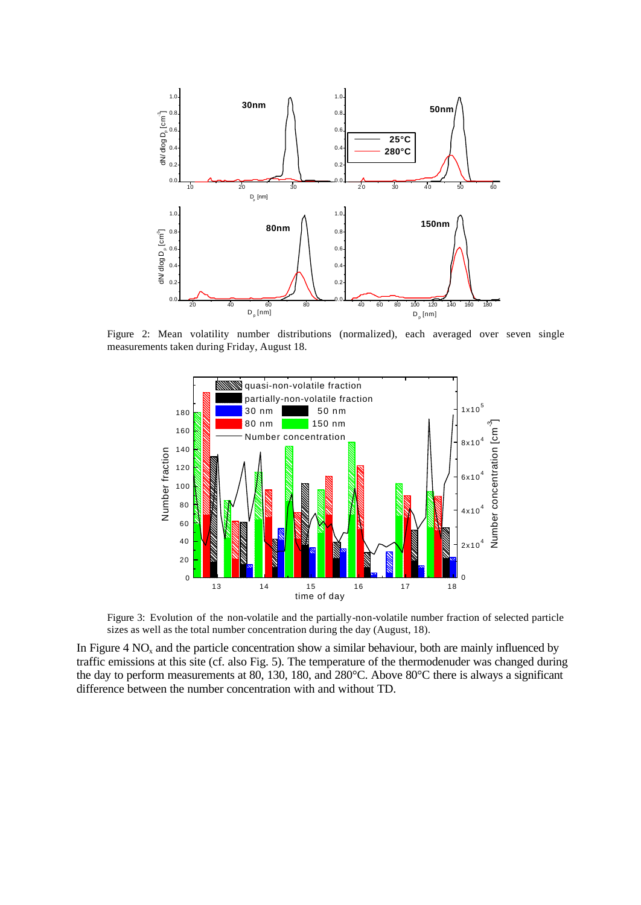Figure 2: Mean volatility number distributions (normalized), each averaged over seven single measurements taken during Friday, August 18.

Figure 3: Evolution of the non-volatile and the partially-non-volatile number fraction of selected particle sizes as well as the total number concentration during the day (August, 18).

In Figure 4 $NO_x$ and the particle concentration show a similar behaviour, both are mainly influenced by traffic emissions at this site (cf. also Fig. 5). The temperature of the thermodenuder was changed during the day to perform measurements at 80, 130, 180, and 280°C. Above 80°C there is always a significant difference between the number concentration with and without TD.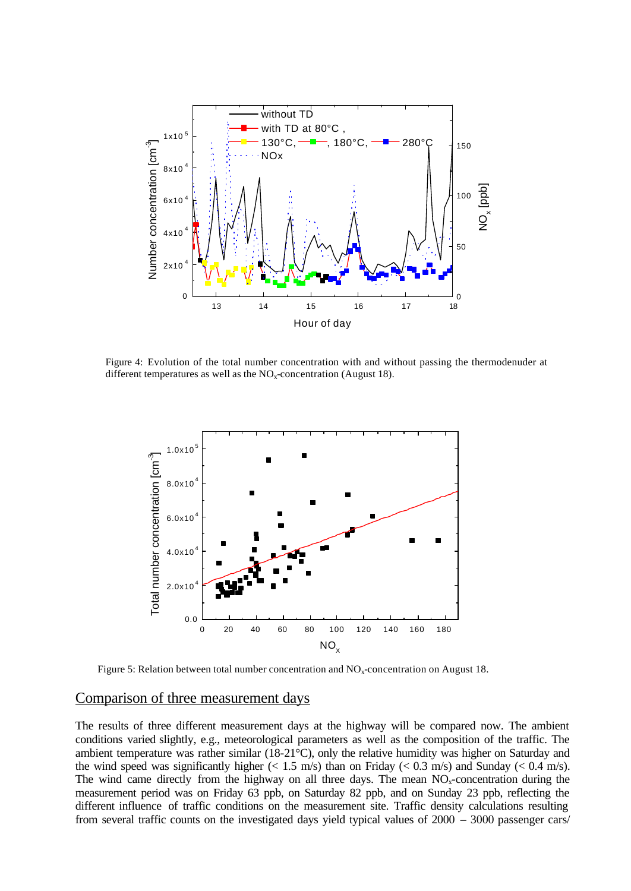Figure 4: Evolution of the total number concentration with and without passing the thermodenuder at different temperatures as well as the $NO_x$-concentration (August 18).

Figure 5: Relation between total number concentration and $NO_x$-concentration on August 18.

## Comparison of three measurement days

The results of three different measurement days at the highway will be compared now. The ambient conditions varied slightly, e.g., meteorological parameters as well as the composition of the traffic. The ambient temperature was rather similar (18-21°C), only the relative humidity was higher on Saturday and the wind speed was significantly higher (< 1.5 m/s) than on Friday (< 0.3 m/s) and Sunday (< 0.4 m/s). The wind came directly from the highway on all three days. The mean $NO_x$-concentration during the measurement period was on Friday 63 ppb, on Saturday 82 ppb, and on Sunday 23 ppb, reflecting the different influence of traffic conditions on the measurement site. Traffic density calculations resulting from several traffic counts on the investigated days yield typical values of 2000 – 3000 passenger cars/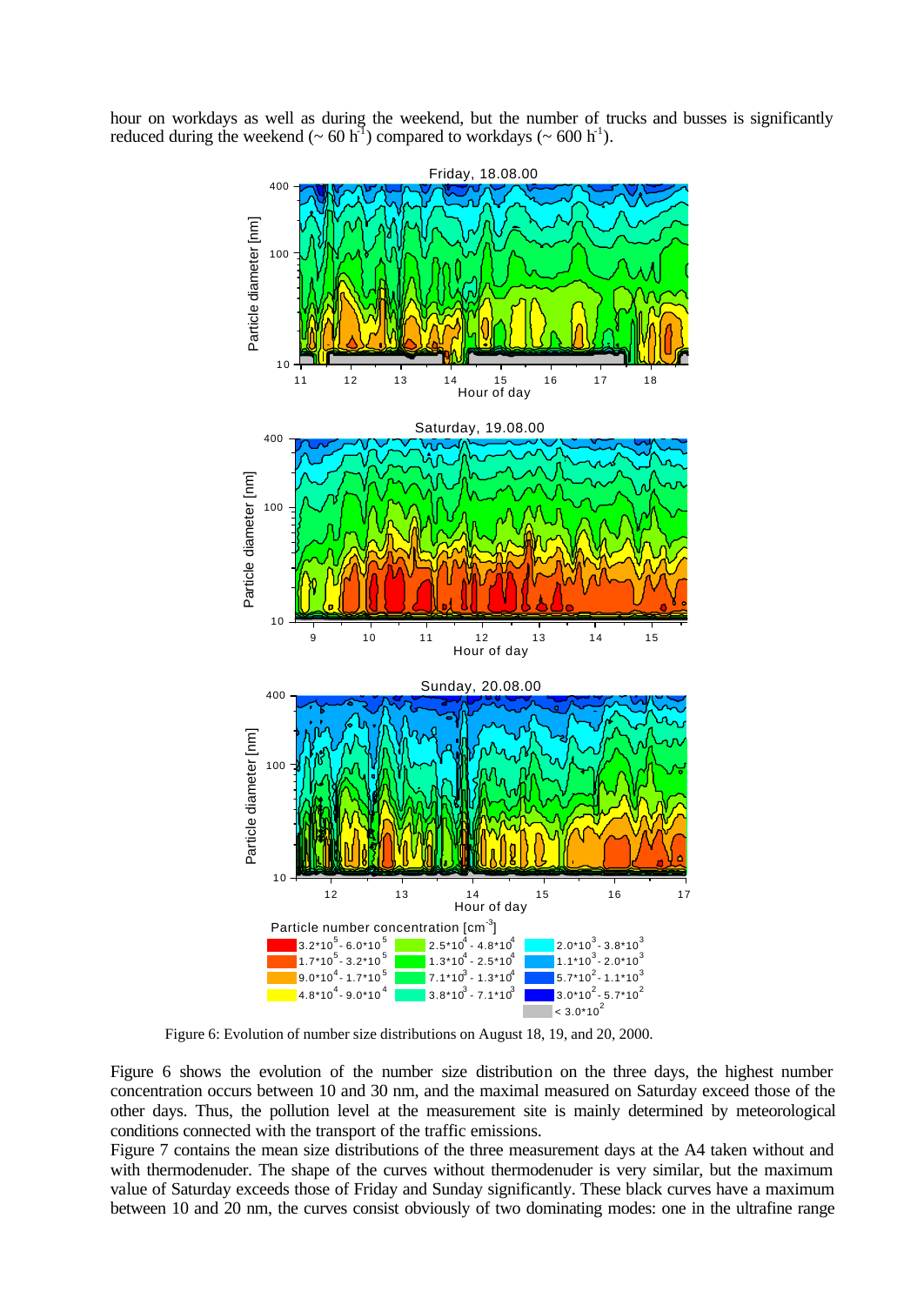hour on workdays as well as during the weekend, but the number of trucks and busses is significantly reduced during the weekend (~ 60 $h^{-1}$) compared to workdays (~ 600 $h^{-1}$).

Figure 6: Evolution of number size distributions on August 18, 19, and 20, 2000.

Figure 6 shows the evolution of the number size distribution on the three days, the highest number concentration occurs between 10 and 30 nm, and the maximal measured on Saturday exceed those of the other days. Thus, the pollution level at the measurement site is mainly determined by meteorological conditions connected with the transport of the traffic emissions.

Figure 7 contains the mean size distributions of the three measurement days at the A4 taken without and with thermodenuder. The shape of the curves without thermodenuder is very similar, but the maximum value of Saturday exceeds those of Friday and Sunday significantly. These black curves have a maximum between 10 and 20 nm, the curves consist obviously of two dominating modes: one in the ultrafine range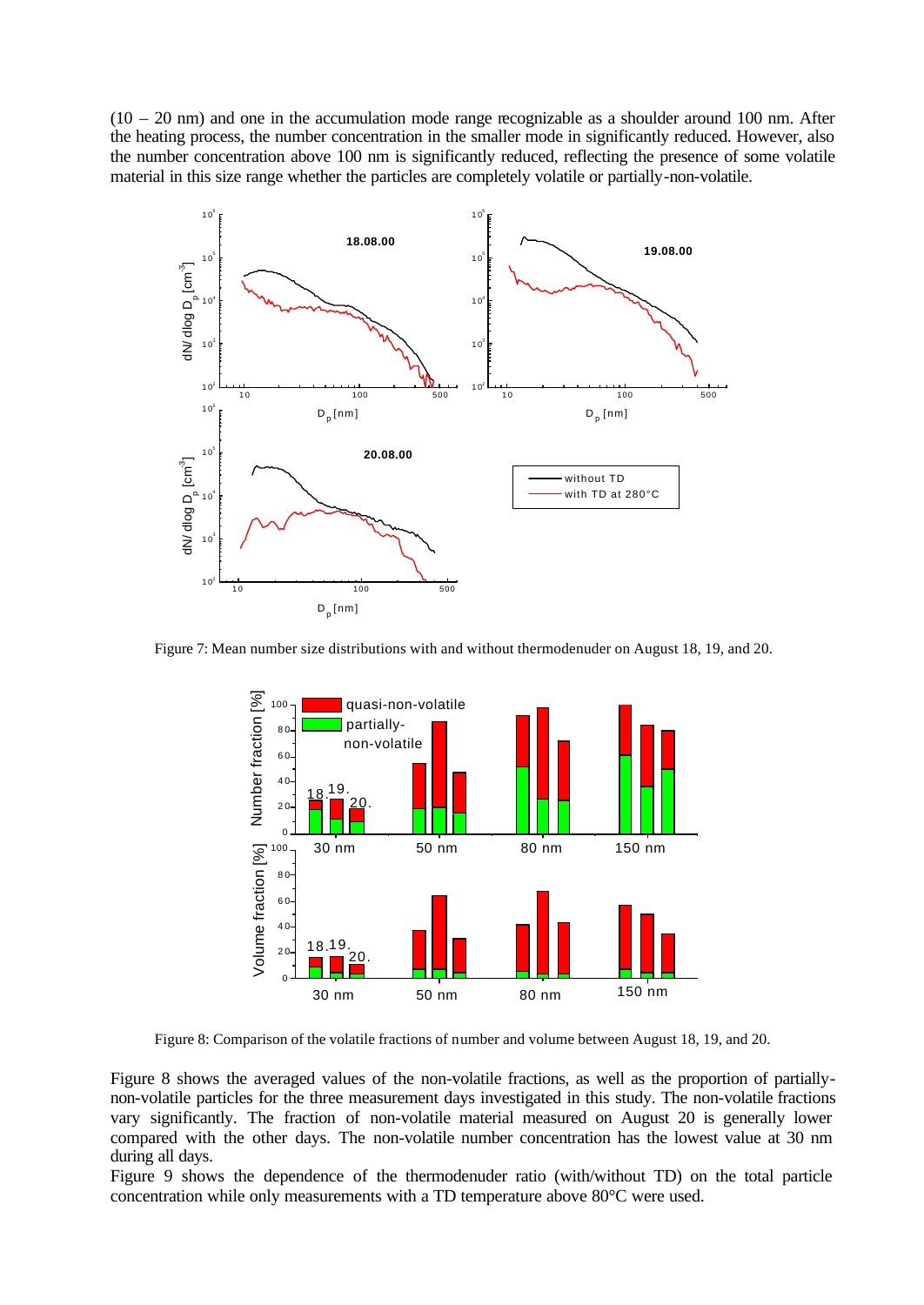(10 – 20 nm) and one in the accumulation mode range recognizable as a shoulder around 100 nm. After the heating process, the number concentration in the smaller mode in significantly reduced. However, also the number concentration above 100 nm is significantly reduced, reflecting the presence of some volatile material in this size range whether the particles are completely volatile or partially-non-volatile.

Figure 7: Mean number size distributions with and without thermodenuder on August 18, 19, and 20.

Figure 8: Comparison of the volatile fractions of number and volume between August 18, 19, and 20.

Figure 8 shows the averaged values of the non-volatile fractions, as well as the proportion of partially-non-volatile particles for the three measurement days investigated in this study. The non-volatile fractions vary significantly. The fraction of non-volatile material measured on August 20 is generally lower compared with the other days. The non-volatile number concentration has the lowest value at 30 nm during all days.

Figure 9 shows the dependence of the thermodenuder ratio (with/without TD) on the total particle concentration while only measurements with a TD temperature above 80°C were used.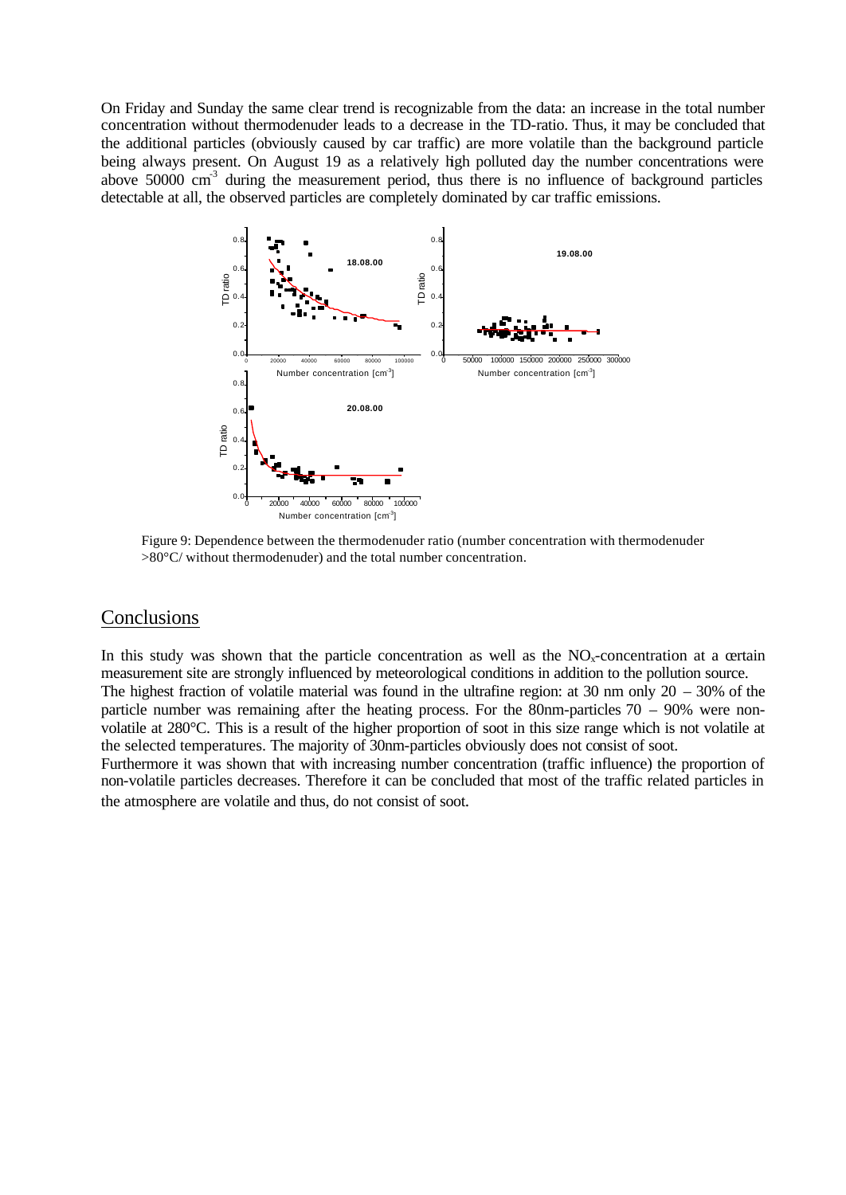On Friday and Sunday the same clear trend is recognizable from the data: an increase in the total number concentration without thermodenuder leads to a decrease in the TD-ratio. Thus, it may be concluded that the additional particles (obviously caused by car traffic) are more volatile than the background particle being always present. On August 19 as a relatively high polluted day the number concentrations were above 50000 $cm^{-3}$ during the measurement period, thus there is no influence of background particles detectable at all, the observed particles are completely dominated by car traffic emissions.

18.08.00

TD ratio

0.0
0.2
0.4
0.6
0.8

0
20000
40000
60000
80000
100000

Number concentration [cm$^{-3}$]

19.08.00

TD ratio

0.0
0.2
0.4
0.6
0.8

0
50000
100000
150000
200000
250000
300000

Number concentration [cm$^{-3}$]

20.08.00

TD ratio

0.0
0.2
0.4
0.6
0.8

0
20000
40000
60000
80000
100000

Number concentration [cm$^{-3}$]

Figure 9: Dependence between the thermodenuder ratio (number concentration with thermodenuder >80°C/ without thermodenuder) and the total number concentration.

## Conclusions

In this study was shown that the particle concentration as well as the $NO_x$-concentration at a certain measurement site are strongly influenced by meteorological conditions in addition to the pollution source.
The highest fraction of volatile material was found in the ultrafine region: at 30 nm only 20 – 30% of the particle number was remaining after the heating process. For the 80nm-particles 70 – 90% were non-volatile at 280°C. This is a result of the higher proportion of soot in this size range which is not volatile at the selected temperatures. The majority of 30nm-particles obviously does not consist of soot.
Furthermore it was shown that with increasing number concentration (traffic influence) the proportion of non-volatile particles decreases. Therefore it can be concluded that most of the traffic related particles in the atmosphere are volatile and thus, do not consist of soot.